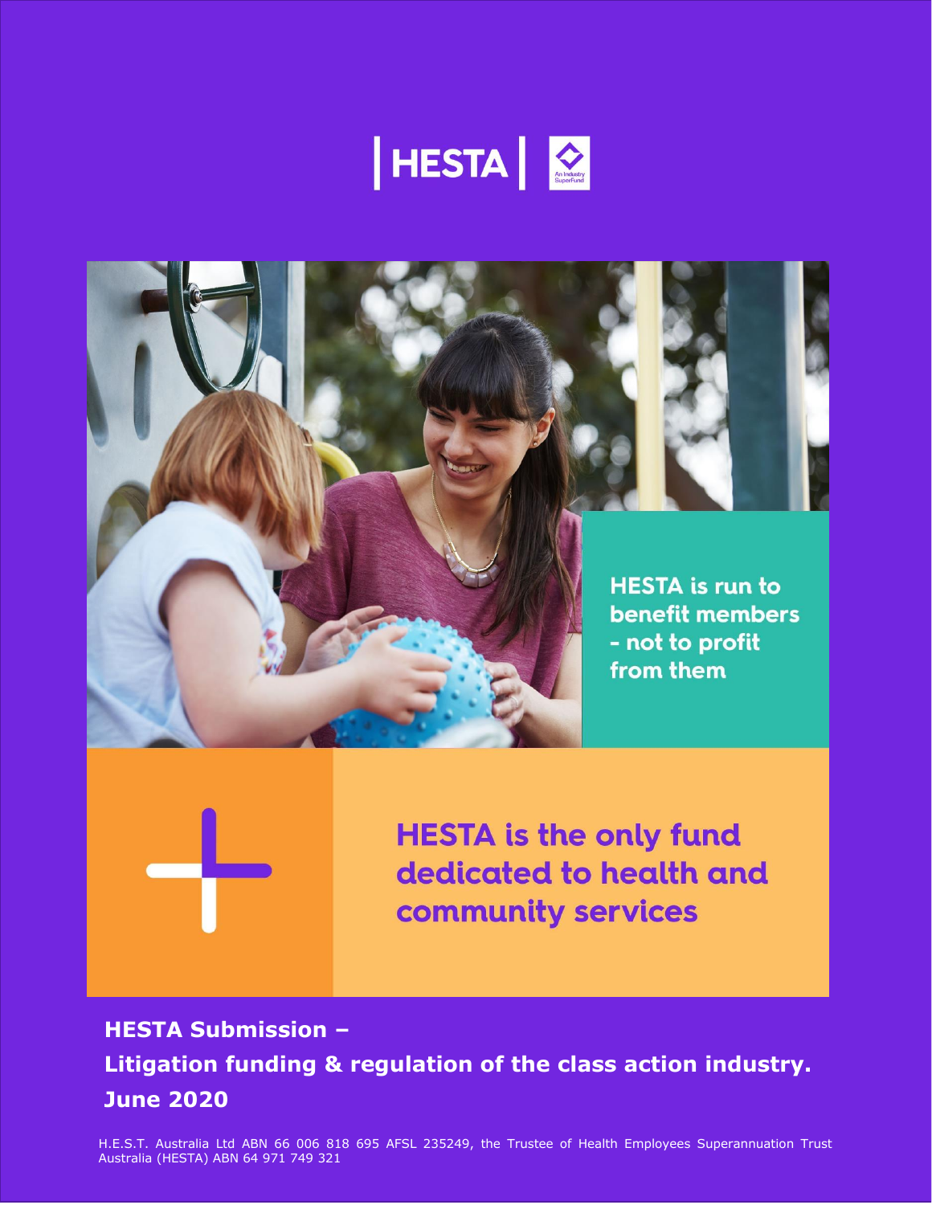HESTA

HESTA is run to benefit members - not to profit from them

HESTA is the only fund dedicated to health and community services

# HESTA Submission – Litigation funding & regulation of the class action industry.

## June 2020

H.E.S.T. Australia Ltd ABN 66 006 818 695 AFSL 235249, the Trustee of Health Employees Superannuation Trust Australia (HESTA) ABN 64 971 749 321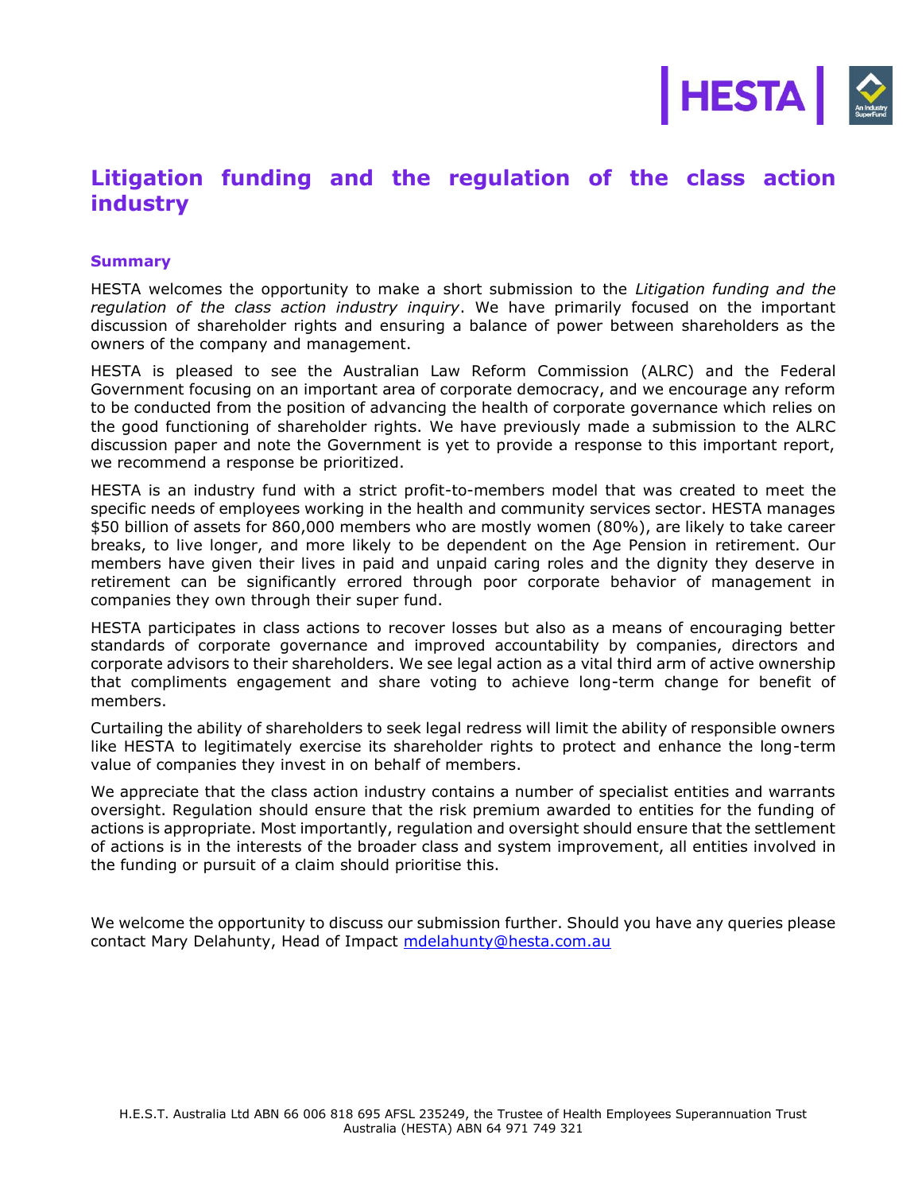# Litigation funding and the regulation of the class action industry

### Summary

HESTA welcomes the opportunity to make a short submission to the *Litigation funding and the regulation of the class action industry inquiry*. We have primarily focused on the important discussion of shareholder rights and ensuring a balance of power between shareholders as the owners of the company and management.

HESTA is pleased to see the Australian Law Reform Commission (ALRC) and the Federal Government focusing on an important area of corporate democracy, and we encourage any reform to be conducted from the position of advancing the health of corporate governance which relies on the good functioning of shareholder rights. We have previously made a submission to the ALRC discussion paper and note the Government is yet to provide a response to this important report, we recommend a response be prioritized.

HESTA is an industry fund with a strict profit-to-members model that was created to meet the specific needs of employees working in the health and community services sector. HESTA manages $50 billion of assets for 860,000 members who are mostly women (80%), are likely to take career breaks, to live longer, and more likely to be dependent on the Age Pension in retirement. Our members have given their lives in paid and unpaid caring roles and the dignity they deserve in retirement can be significantly errored through poor corporate behavior of management in companies they own through their super fund.

HESTA participates in class actions to recover losses but also as a means of encouraging better standards of corporate governance and improved accountability by companies, directors and corporate advisors to their shareholders. We see legal action as a vital third arm of active ownership that compliments engagement and share voting to achieve long-term change for benefit of members.

Curtailing the ability of shareholders to seek legal redress will limit the ability of responsible owners like HESTA to legitimately exercise its shareholder rights to protect and enhance the long-term value of companies they invest in on behalf of members.

We appreciate that the class action industry contains a number of specialist entities and warrants oversight. Regulation should ensure that the risk premium awarded to entities for the funding of actions is appropriate. Most importantly, regulation and oversight should ensure that the settlement of actions is in the interests of the broader class and system improvement, all entities involved in the funding or pursuit of a claim should prioritise this.

We welcome the opportunity to discuss our submission further. Should you have any queries please contact Mary Delahunty, Head of Impact mdelahunty@hesta.com.au

H.E.S.T. Australia Ltd ABN 66 006 818 695 AFSL 235249, the Trustee of Health Employees Superannuation Trust Australia (HESTA) ABN 64 971 749 321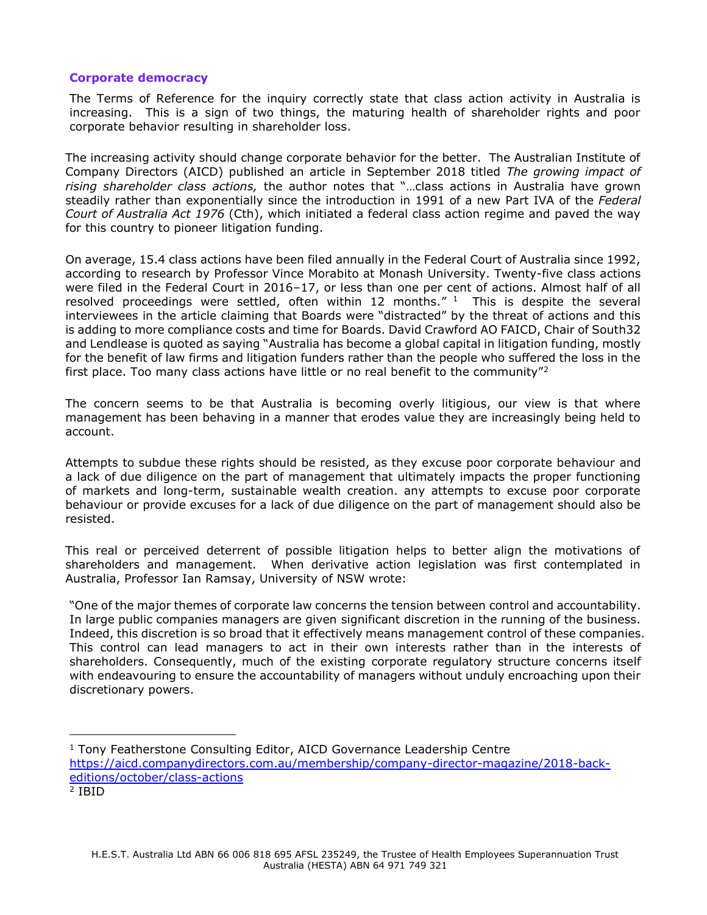## Corporate democracy

The Terms of Reference for the inquiry correctly state that class action activity in Australia is increasing. This is a sign of two things, the maturing health of shareholder rights and poor corporate behavior resulting in shareholder loss.

The increasing activity should change corporate behavior for the better. The Australian Institute of Company Directors (AICD) published an article in September 2018 titled *The growing impact of rising shareholder class actions,* the author notes that "…class actions in Australia have grown steadily rather than exponentially since the introduction in 1991 of a new Part IVA of the *Federal Court of Australia Act 1976* (Cth), which initiated a federal class action regime and paved the way for this country to pioneer litigation funding.

On average, 15.4 class actions have been filed annually in the Federal Court of Australia since 1992, according to research by Professor Vince Morabito at Monash University. Twenty-five class actions were filed in the Federal Court in 2016–17, or less than one per cent of actions. Almost half of all resolved proceedings were settled, often within 12 months." [1] This is despite the several interviewees in the article claiming that Boards were "distracted" by the threat of actions and this is adding to more compliance costs and time for Boards. David Crawford AO FAICD, Chair of South32 and Lendlease is quoted as saying "Australia has become a global capital in litigation funding, mostly for the benefit of law firms and litigation funders rather than the people who suffered the loss in the first place. Too many class actions have little or no real benefit to the community"[2]

The concern seems to be that Australia is becoming overly litigious, our view is that where management has been behaving in a manner that erodes value they are increasingly being held to account.

Attempts to subdue these rights should be resisted, as they excuse poor corporate behaviour and a lack of due diligence on the part of management that ultimately impacts the proper functioning of markets and long-term, sustainable wealth creation. any attempts to excuse poor corporate behaviour or provide excuses for a lack of due diligence on the part of management should also be resisted.

This real or perceived deterrent of possible litigation helps to better align the motivations of shareholders and management. When derivative action legislation was first contemplated in Australia, Professor Ian Ramsay, University of NSW wrote:

"One of the major themes of corporate law concerns the tension between control and accountability. In large public companies managers are given significant discretion in the running of the business. Indeed, this discretion is so broad that it effectively means management control of these companies. This control can lead managers to act in their own interests rather than in the interests of shareholders. Consequently, much of the existing corporate regulatory structure concerns itself with endeavouring to ensure the accountability of managers without unduly encroaching upon their discretionary powers.

---

[1] Tony Featherstone Consulting Editor, AICD Governance Leadership Centre https://aicd.companydirectors.com.au/membership/company-director-magazine/2018-back-editions/october/class-actions

[2] IBID

H.E.S.T. Australia Ltd ABN 66 006 818 695 AFSL 235249, the Trustee of Health Employees Superannuation Trust Australia (HESTA) ABN 64 971 749 321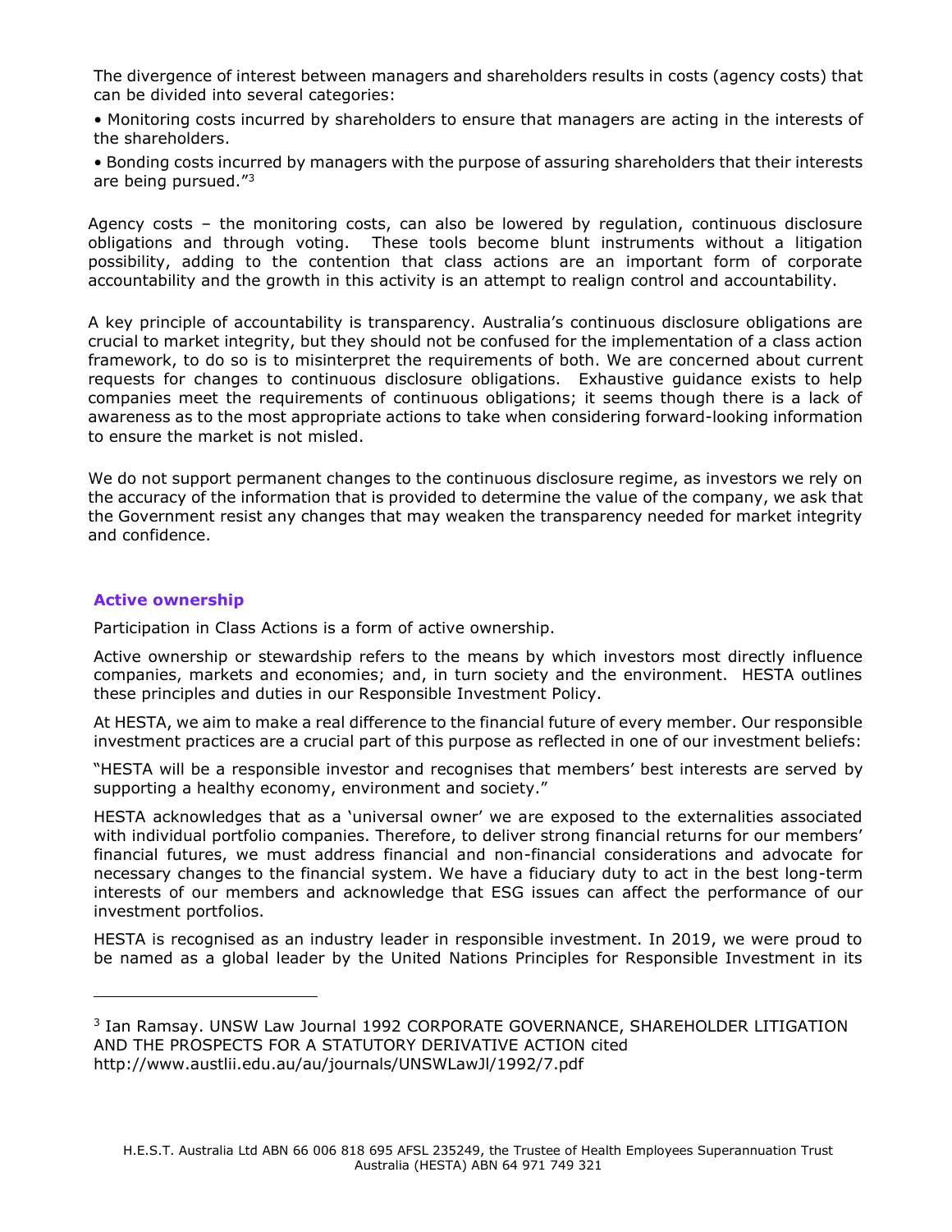The divergence of interest between managers and shareholders results in costs (agency costs) that can be divided into several categories:

• Monitoring costs incurred by shareholders to ensure that managers are acting in the interests of the shareholders.

• Bonding costs incurred by managers with the purpose of assuring shareholders that their interests are being pursued."[3]

Agency costs – the monitoring costs, can also be lowered by regulation, continuous disclosure obligations and through voting. These tools become blunt instruments without a litigation possibility, adding to the contention that class actions are an important form of corporate accountability and the growth in this activity is an attempt to realign control and accountability.

A key principle of accountability is transparency. Australia's continuous disclosure obligations are crucial to market integrity, but they should not be confused for the implementation of a class action framework, to do so is to misinterpret the requirements of both. We are concerned about current requests for changes to continuous disclosure obligations. Exhaustive guidance exists to help companies meet the requirements of continuous obligations; it seems though there is a lack of awareness as to the most appropriate actions to take when considering forward-looking information to ensure the market is not misled.

We do not support permanent changes to the continuous disclosure regime, as investors we rely on the accuracy of the information that is provided to determine the value of the company, we ask that the Government resist any changes that may weaken the transparency needed for market integrity and confidence.

### Active ownership

Participation in Class Actions is a form of active ownership.

Active ownership or stewardship refers to the means by which investors most directly influence companies, markets and economies; and, in turn society and the environment. HESTA outlines these principles and duties in our Responsible Investment Policy.

At HESTA, we aim to make a real difference to the financial future of every member. Our responsible investment practices are a crucial part of this purpose as reflected in one of our investment beliefs:

"HESTA will be a responsible investor and recognises that members' best interests are served by supporting a healthy economy, environment and society."

HESTA acknowledges that as a 'universal owner' we are exposed to the externalities associated with individual portfolio companies. Therefore, to deliver strong financial returns for our members' financial futures, we must address financial and non-financial considerations and advocate for necessary changes to the financial system. We have a fiduciary duty to act in the best long-term interests of our members and acknowledge that ESG issues can affect the performance of our investment portfolios.

HESTA is recognised as an industry leader in responsible investment. In 2019, we were proud to be named as a global leader by the United Nations Principles for Responsible Investment in its

---

[3] Ian Ramsay. UNSW Law Journal 1992 CORPORATE GOVERNANCE, SHAREHOLDER LITIGATION AND THE PROSPECTS FOR A STATUTORY DERIVATIVE ACTION cited http://www.austlii.edu.au/au/journals/UNSWLawJl/1992/7.pdf

H.E.S.T. Australia Ltd ABN 66 006 818 695 AFSL 235249, the Trustee of Health Employees Superannuation Trust Australia (HESTA) ABN 64 971 749 321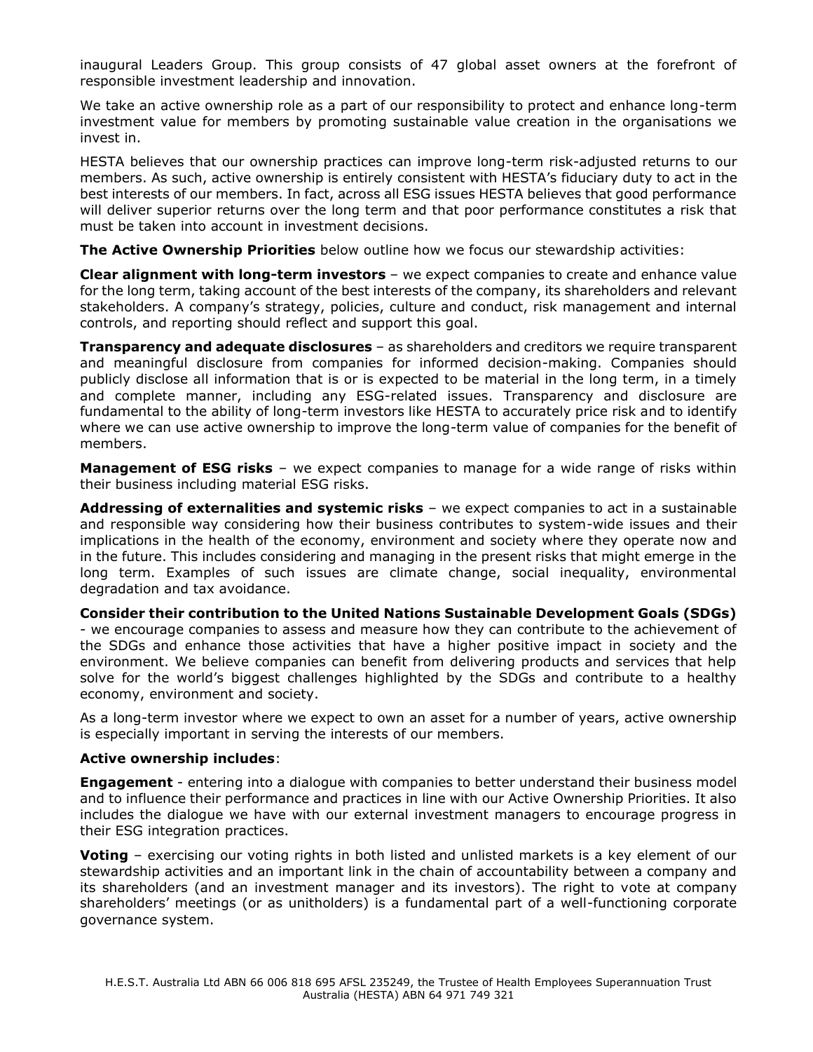inaugural Leaders Group. This group consists of 47 global asset owners at the forefront of responsible investment leadership and innovation.

We take an active ownership role as a part of our responsibility to protect and enhance long-term investment value for members by promoting sustainable value creation in the organisations we invest in.

HESTA believes that our ownership practices can improve long-term risk-adjusted returns to our members. As such, active ownership is entirely consistent with HESTA's fiduciary duty to act in the best interests of our members. In fact, across all ESG issues HESTA believes that good performance will deliver superior returns over the long term and that poor performance constitutes a risk that must be taken into account in investment decisions.

**The Active Ownership Priorities** below outline how we focus our stewardship activities:

**Clear alignment with long-term investors** – we expect companies to create and enhance value for the long term, taking account of the best interests of the company, its shareholders and relevant stakeholders. A company's strategy, policies, culture and conduct, risk management and internal controls, and reporting should reflect and support this goal.

**Transparency and adequate disclosures** – as shareholders and creditors we require transparent and meaningful disclosure from companies for informed decision-making. Companies should publicly disclose all information that is or is expected to be material in the long term, in a timely and complete manner, including any ESG-related issues. Transparency and disclosure are fundamental to the ability of long-term investors like HESTA to accurately price risk and to identify where we can use active ownership to improve the long-term value of companies for the benefit of members.

**Management of ESG risks** – we expect companies to manage for a wide range of risks within their business including material ESG risks.

**Addressing of externalities and systemic risks** – we expect companies to act in a sustainable and responsible way considering how their business contributes to system-wide issues and their implications in the health of the economy, environment and society where they operate now and in the future. This includes considering and managing in the present risks that might emerge in the long term. Examples of such issues are climate change, social inequality, environmental degradation and tax avoidance.

**Consider their contribution to the United Nations Sustainable Development Goals (SDGs)** - we encourage companies to assess and measure how they can contribute to the achievement of the SDGs and enhance those activities that have a higher positive impact in society and the environment. We believe companies can benefit from delivering products and services that help solve for the world's biggest challenges highlighted by the SDGs and contribute to a healthy economy, environment and society.

As a long-term investor where we expect to own an asset for a number of years, active ownership is especially important in serving the interests of our members.

**Active ownership includes**:

**Engagement** - entering into a dialogue with companies to better understand their business model and to influence their performance and practices in line with our Active Ownership Priorities. It also includes the dialogue we have with our external investment managers to encourage progress in their ESG integration practices.

**Voting** – exercising our voting rights in both listed and unlisted markets is a key element of our stewardship activities and an important link in the chain of accountability between a company and its shareholders (and an investment manager and its investors). The right to vote at company shareholders' meetings (or as unitholders) is a fundamental part of a well-functioning corporate governance system.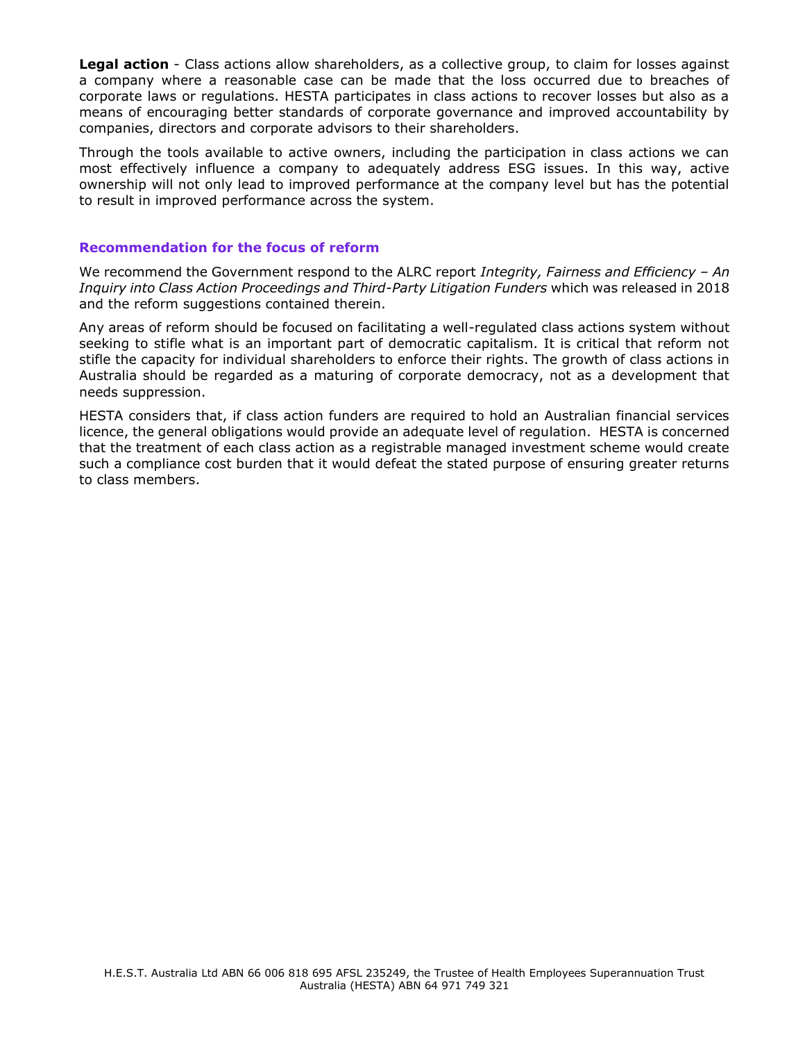**Legal action** - Class actions allow shareholders, as a collective group, to claim for losses against a company where a reasonable case can be made that the loss occurred due to breaches of corporate laws or regulations. HESTA participates in class actions to recover losses but also as a means of encouraging better standards of corporate governance and improved accountability by companies, directors and corporate advisors to their shareholders.

Through the tools available to active owners, including the participation in class actions we can most effectively influence a company to adequately address ESG issues. In this way, active ownership will not only lead to improved performance at the company level but has the potential to result in improved performance across the system.

### Recommendation for the focus of reform

We recommend the Government respond to the ALRC report *Integrity, Fairness and Efficiency – An Inquiry into Class Action Proceedings and Third-Party Litigation Funders* which was released in 2018 and the reform suggestions contained therein.

Any areas of reform should be focused on facilitating a well-regulated class actions system without seeking to stifle what is an important part of democratic capitalism. It is critical that reform not stifle the capacity for individual shareholders to enforce their rights. The growth of class actions in Australia should be regarded as a maturing of corporate democracy, not as a development that needs suppression.

HESTA considers that, if class action funders are required to hold an Australian financial services licence, the general obligations would provide an adequate level of regulation. HESTA is concerned that the treatment of each class action as a registrable managed investment scheme would create such a compliance cost burden that it would defeat the stated purpose of ensuring greater returns to class members.